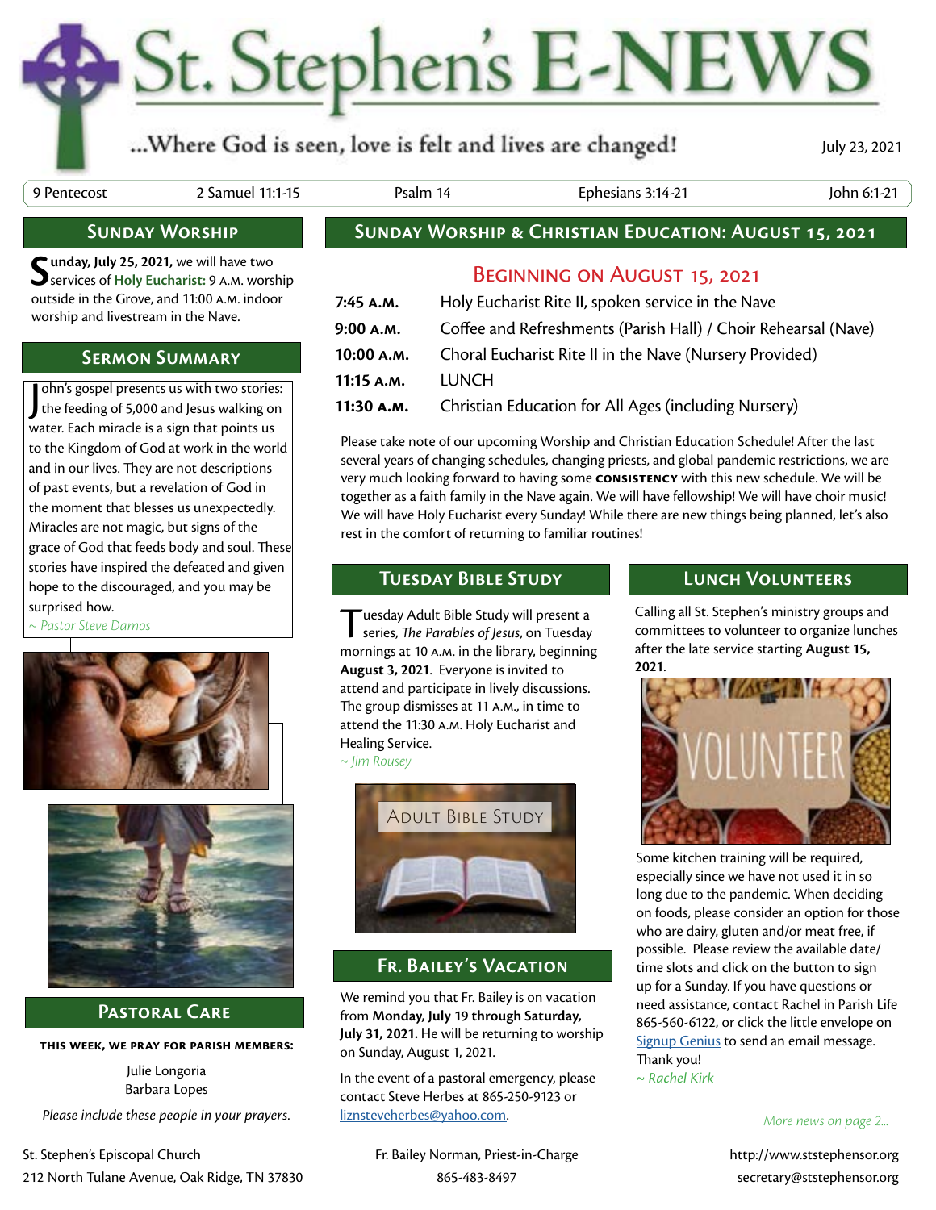# St. Stephen's E-NEWS

...Where God is seen, love is felt and lives are changed!

July 23, 2021

| 9 Pentecost | 2 Samuel 11:1-15 | Psalm 14 | Ephesians 3:14-21 | John 6:1-21 |
|---|---|---|---|---|

## Sunday Worship

**Sunday, July 25, 2021,** we will have two services of **Holy Eucharist:** 9 A.M. worship outside in the Grove, and 11:00 A.M. indoor worship and livestream in the Nave.

## Sermon Summary

John's gospel presents us with two stories: the feeding of 5,000 and Jesus walking on water. Each miracle is a sign that points us to the Kingdom of God at work in the world and in our lives. They are not descriptions of past events, but a revelation of God in the moment that blesses us unexpectedly. Miracles are not magic, but signs of the grace of God that feeds body and soul. These stories have inspired the defeated and given hope to the discouraged, and you may be surprised how.

*~ Pastor Steve Damos*

## Pastoral Care

**THIS WEEK, WE PRAY FOR PARISH MEMBERS:**

Julie Longoria
Barbara Lopes

*Please include these people in your prayers.*

## Sunday Worship & Christian Education: August 15, 2021

### Beginning on August 15, 2021

| | |
|---|---|
| **7:45 A.M.** | Holy Eucharist Rite II, spoken service in the Nave |
| **9:00 A.M.** | Coffee and Refreshments (Parish Hall) / Choir Rehearsal (Nave) |
| **10:00 A.M.** | Choral Eucharist Rite II in the Nave (Nursery Provided) |
| **11:15 A.M.** | LUNCH |
| **11:30 A.M.** | Christian Education for All Ages (including Nursery) |

Please take note of our upcoming Worship and Christian Education Schedule! After the last several years of changing schedules, changing priests, and global pandemic restrictions, we are very much looking forward to having some **CONSISTENCY** with this new schedule. We will be together as a faith family in the Nave again. We will have fellowship! We will have choir music! We will have Holy Eucharist every Sunday! While there are new things being planned, let's also rest in the comfort of returning to familiar routines!

## Tuesday Bible Study

Tuesday Adult Bible Study will present a series, *The Parables of Jesus*, on Tuesday mornings at 10 A.M. in the library, beginning **August 3, 2021**. Everyone is invited to attend and participate in lively discussions. The group dismisses at 11 A.M., in time to attend the 11:30 A.M. Holy Eucharist and Healing Service.

*~ Jim Rousey*

## Fr. Bailey's Vacation

We remind you that Fr. Bailey is on vacation from **Monday, July 19 through Saturday, July 31, 2021.** He will be returning to worship on Sunday, August 1, 2021.

In the event of a pastoral emergency, please contact Steve Herbes at 865-250-9123 or liznsteveherbes@yahoo.com.

## Lunch Volunteers

Calling all St. Stephen's ministry groups and committees to volunteer to organize lunches after the late service starting **August 15, 2021**.

Some kitchen training will be required, especially since we have not used it in so long due to the pandemic. When deciding on foods, please consider an option for those who are dairy, gluten and/or meat free, if possible. Please review the available date/time slots and click on the button to sign up for a Sunday. If you have questions or need assistance, contact Rachel in Parish Life 865-560-6122, or click the little envelope on Signup Genius to send an email message. Thank you!

*~ Rachel Kirk*

*More news on page 2...*

St. Stephen's Episcopal Church
212 North Tulane Avenue, Oak Ridge, TN 37830

Fr. Bailey Norman, Priest-in-Charge
865-483-8497

http://www.ststephensor.org
secretary@ststephensor.org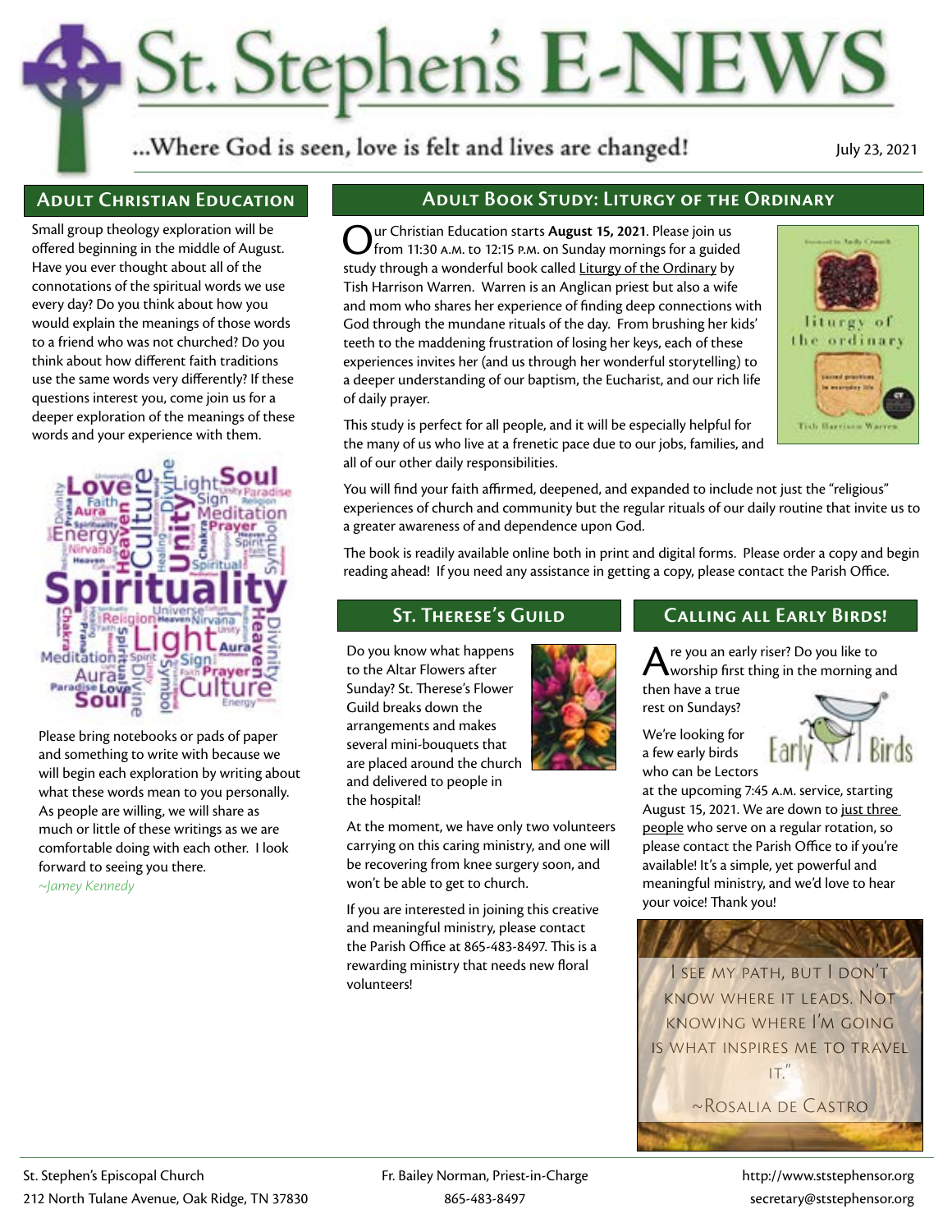# St. Stephen's E-NEWS

...Where God is seen, love is felt and lives are changed!

July 23, 2021

## Adult Christian Education

Small group theology exploration will be offered beginning in the middle of August. Have you ever thought about all of the connotations of the spiritual words we use every day? Do you think about how you would explain the meanings of those words to a friend who was not churched? Do you think about how different faith traditions use the same words very differently? If these questions interest you, come join us for a deeper exploration of the meanings of these words and your experience with them.

Please bring notebooks or pads of paper and something to write with because we will begin each exploration by writing about what these words mean to you personally. As people are willing, we will share as much or little of these writings as we are comfortable doing with each other. I look forward to seeing you there.

*~Jamey Kennedy*

## Adult Book Study: Liturgy of the Ordinary

Our Christian Education starts **August 15, 2021**. Please join us from 11:30 a.m. to 12:15 p.m. on Sunday mornings for a guided study through a wonderful book called Liturgy of the Ordinary by Tish Harrison Warren. Warren is an Anglican priest but also a wife and mom who shares her experience of finding deep connections with God through the mundane rituals of the day. From brushing her kids' teeth to the maddening frustration of losing her keys, each of these experiences invites her (and us through her wonderful storytelling) to a deeper understanding of our baptism, the Eucharist, and our rich life of daily prayer.

This study is perfect for all people, and it will be especially helpful for the many of us who live at a frenetic pace due to our jobs, families, and all of our other daily responsibilities.

You will find your faith affirmed, deepened, and expanded to include not just the "religious" experiences of church and community but the regular rituals of our daily routine that invite us to a greater awareness of and dependence upon God.

The book is readily available online both in print and digital forms. Please order a copy and begin reading ahead! If you need any assistance in getting a copy, please contact the Parish Office.

## St. Therese's Guild

Do you know what happens to the Altar Flowers after Sunday? St. Therese's Flower Guild breaks down the arrangements and makes several mini-bouquets that are placed around the church and delivered to people in the hospital!

At the moment, we have only two volunteers carrying on this caring ministry, and one will be recovering from knee surgery soon, and won't be able to get to church.

If you are interested in joining this creative and meaningful ministry, please contact the Parish Office at 865-483-8497. This is a rewarding ministry that needs new floral volunteers!

## Calling all Early Birds!

Are you an early riser? Do you like to worship first thing in the morning and then have a true rest on Sundays?

We're looking for a few early birds who can be Lectors at the upcoming 7:45 a.m. service, starting August 15, 2021. We are down to just three people who serve on a regular rotation, so please contact the Parish Office to if you're available! It's a simple, yet powerful and meaningful ministry, and we'd love to hear your voice! Thank you!

I see my path, but I don't know where it leads. Not knowing where I'm going is what inspires me to travel it."

~Rosalia de Castro

St. Stephen's Episcopal Church
212 North Tulane Avenue, Oak Ridge, TN 37830

Fr. Bailey Norman, Priest-in-Charge
865-483-8497

http://www.ststephensor.org
secretary@ststephensor.org